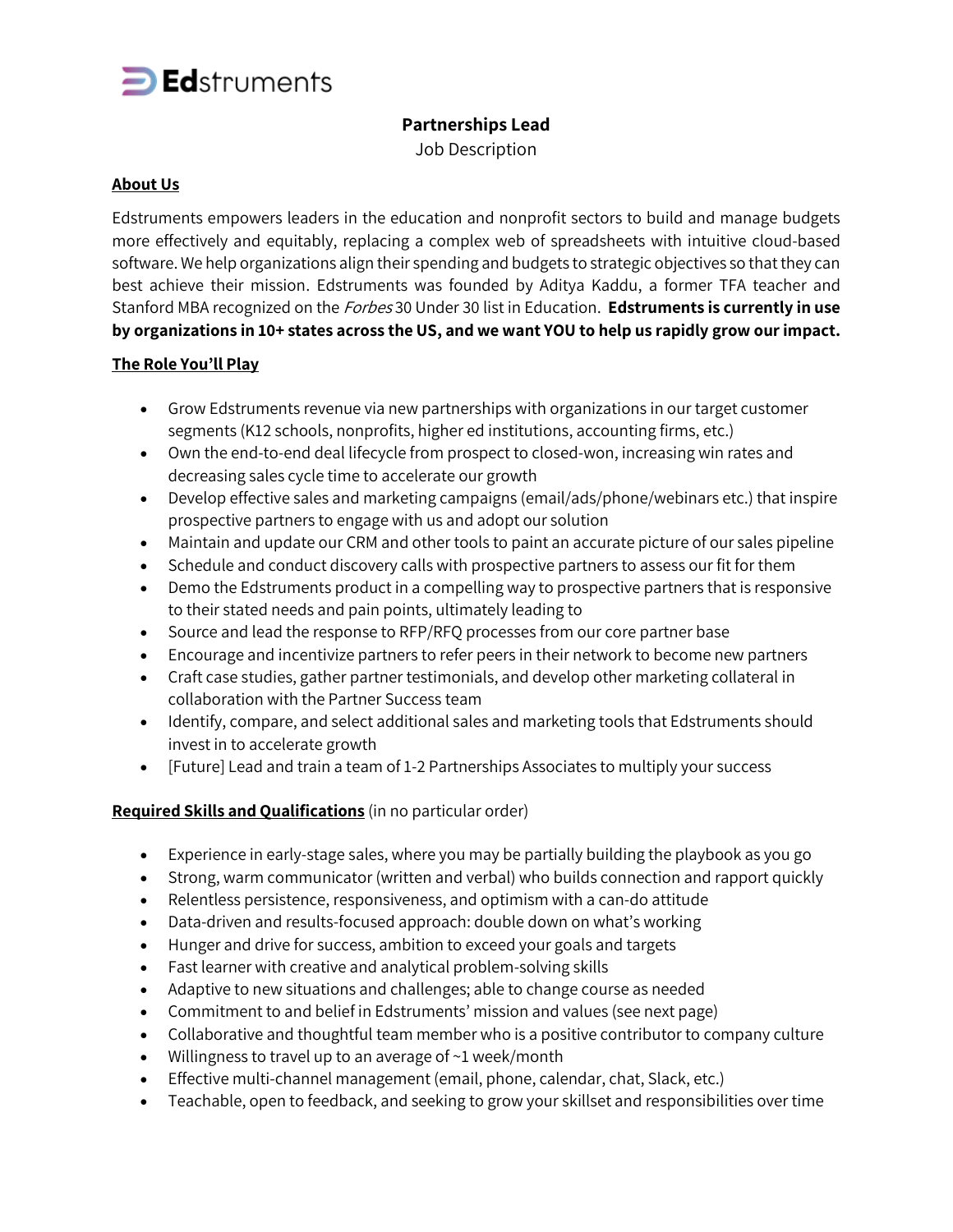Edstruments

# Partnerships Lead

Job Description

## About Us

Edstruments empowers leaders in the education and nonprofit sectors to build and manage budgets more effectively and equitably, replacing a complex web of spreadsheets with intuitive cloud-based software. We help organizations align their spending and budgets to strategic objectives so that they can best achieve their mission. Edstruments was founded by Aditya Kaddu, a former TFA teacher and Stanford MBA recognized on the *Forbes* 30 Under 30 list in Education. **Edstruments is currently in use by organizations in 10+ states across the US, and we want YOU to help us rapidly grow our impact.**

## The Role You'll Play

- Grow Edstruments revenue via new partnerships with organizations in our target customer segments (K12 schools, nonprofits, higher ed institutions, accounting firms, etc.)
- Own the end-to-end deal lifecycle from prospect to closed-won, increasing win rates and decreasing sales cycle time to accelerate our growth
- Develop effective sales and marketing campaigns (email/ads/phone/webinars etc.) that inspire prospective partners to engage with us and adopt our solution
- Maintain and update our CRM and other tools to paint an accurate picture of our sales pipeline
- Schedule and conduct discovery calls with prospective partners to assess our fit for them
- Demo the Edstruments product in a compelling way to prospective partners that is responsive to their stated needs and pain points, ultimately leading to
- Source and lead the response to RFP/RFQ processes from our core partner base
- Encourage and incentivize partners to refer peers in their network to become new partners
- Craft case studies, gather partner testimonials, and develop other marketing collateral in collaboration with the Partner Success team
- Identify, compare, and select additional sales and marketing tools that Edstruments should invest in to accelerate growth
- [Future] Lead and train a team of 1-2 Partnerships Associates to multiply your success

## Required Skills and Qualifications (in no particular order)

- Experience in early-stage sales, where you may be partially building the playbook as you go
- Strong, warm communicator (written and verbal) who builds connection and rapport quickly
- Relentless persistence, responsiveness, and optimism with a can-do attitude
- Data-driven and results-focused approach: double down on what's working
- Hunger and drive for success, ambition to exceed your goals and targets
- Fast learner with creative and analytical problem-solving skills
- Adaptive to new situations and challenges; able to change course as needed
- Commitment to and belief in Edstruments' mission and values (see next page)
- Collaborative and thoughtful team member who is a positive contributor to company culture
- Willingness to travel up to an average of ~1 week/month
- Effective multi-channel management (email, phone, calendar, chat, Slack, etc.)
- Teachable, open to feedback, and seeking to grow your skillset and responsibilities over time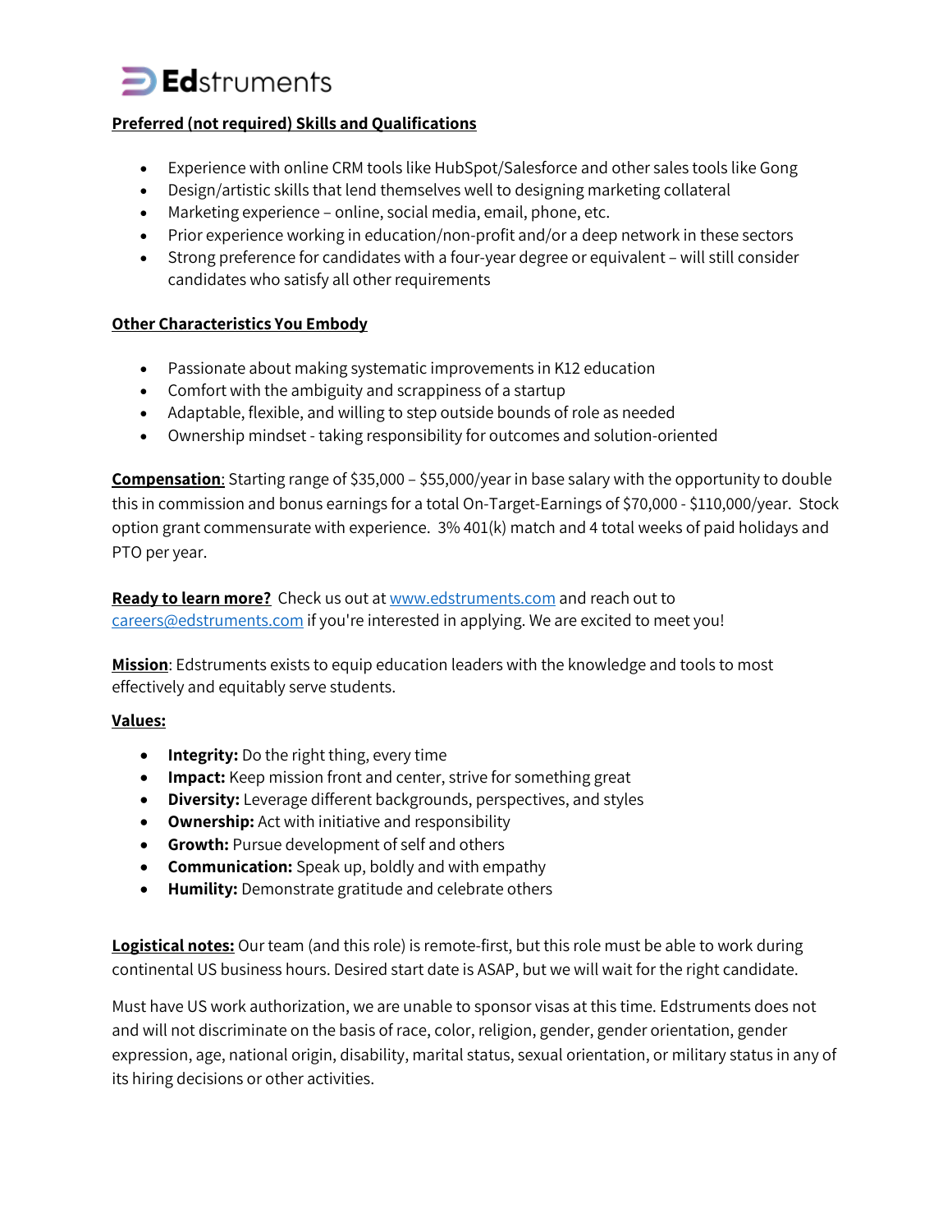**Edstruments**

**Preferred (not required) Skills and Qualifications**

- Experience with online CRM tools like HubSpot/Salesforce and other sales tools like Gong
- Design/artistic skills that lend themselves well to designing marketing collateral
- Marketing experience – online, social media, email, phone, etc.
- Prior experience working in education/non-profit and/or a deep network in these sectors
- Strong preference for candidates with a four-year degree or equivalent – will still consider candidates who satisfy all other requirements

**Other Characteristics You Embody**

- Passionate about making systematic improvements in K12 education
- Comfort with the ambiguity and scrappiness of a startup
- Adaptable, flexible, and willing to step outside bounds of role as needed
- Ownership mindset - taking responsibility for outcomes and solution-oriented

**Compensation**: Starting range of $35,000 – $55,000/year in base salary with the opportunity to double this in commission and bonus earnings for a total On-Target-Earnings of $70,000 - $110,000/year. Stock option grant commensurate with experience. 3% 401(k) match and 4 total weeks of paid holidays and PTO per year.

**Ready to learn more?** Check us out at [www.edstruments.com](http://www.edstruments.com) and reach out to [careers@edstruments.com](mailto:careers@edstruments.com) if you're interested in applying. We are excited to meet you!

**Mission**: Edstruments exists to equip education leaders with the knowledge and tools to most effectively and equitably serve students.

**Values:**

- **Integrity:** Do the right thing, every time
- **Impact:** Keep mission front and center, strive for something great
- **Diversity:** Leverage different backgrounds, perspectives, and styles
- **Ownership:** Act with initiative and responsibility
- **Growth:** Pursue development of self and others
- **Communication:** Speak up, boldly and with empathy
- **Humility:** Demonstrate gratitude and celebrate others

**Logistical notes:** Our team (and this role) is remote-first, but this role must be able to work during continental US business hours. Desired start date is ASAP, but we will wait for the right candidate.

Must have US work authorization, we are unable to sponsor visas at this time. Edstruments does not and will not discriminate on the basis of race, color, religion, gender, gender orientation, gender expression, age, national origin, disability, marital status, sexual orientation, or military status in any of its hiring decisions or other activities.